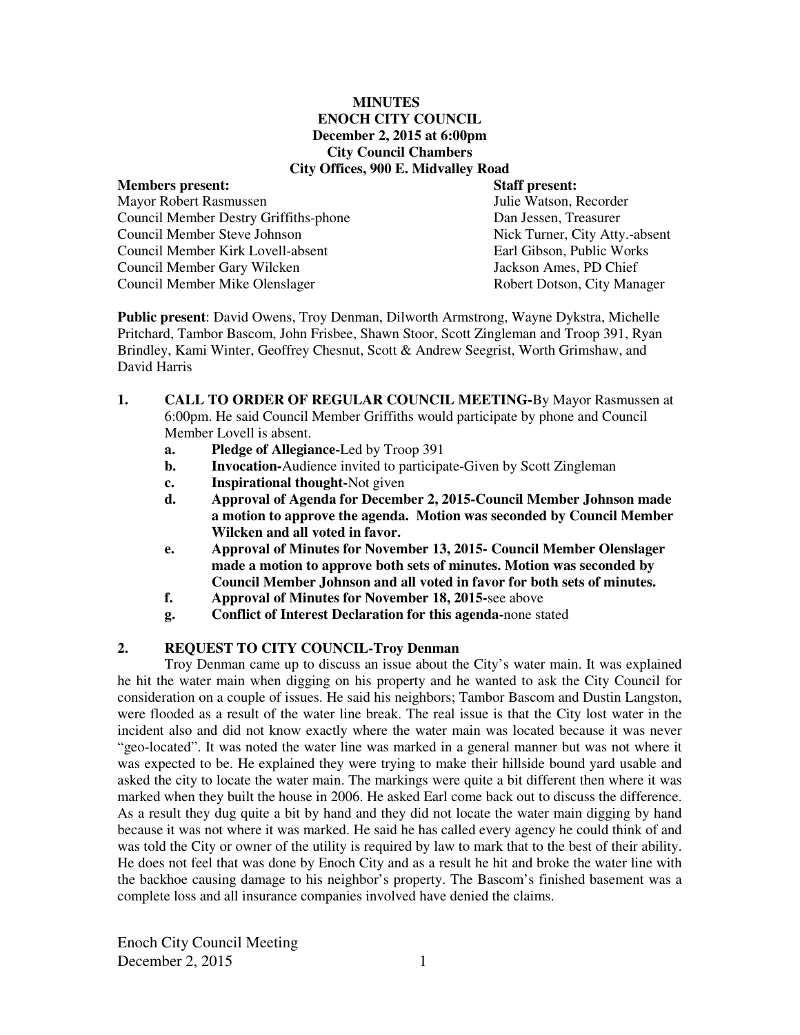**MINUTES**
**ENOCH CITY COUNCIL**
**December 2, 2015 at 6:00pm**
**City Council Chambers**
**City Offices, 900 E. Midvalley Road**

| **Members present:** | **Staff present:** |
| --- | --- |
| Mayor Robert Rasmussen | Julie Watson, Recorder |
| Council Member Destry Griffiths-phone | Dan Jessen, Treasurer |
| Council Member Steve Johnson | Nick Turner, City Atty.-absent |
| Council Member Kirk Lovell-absent | Earl Gibson, Public Works |
| Council Member Gary Wilcken | Jackson Ames, PD Chief |
| Council Member Mike Olenslager | Robert Dotson, City Manager |

**Public present**: David Owens, Troy Denman, Dilworth Armstrong, Wayne Dykstra, Michelle Pritchard, Tambor Bascom, John Frisbee, Shawn Stoor, Scott Zingleman and Troop 391, Ryan Brindley, Kami Winter, Geoffrey Chesnut, Scott & Andrew Seegrist, Worth Grimshaw, and David Harris

1. **CALL TO ORDER OF REGULAR COUNCIL MEETING-**By Mayor Rasmussen at 6:00pm. He said Council Member Griffiths would participate by phone and Council Member Lovell is absent.
   a. **Pledge of Allegiance-**Led by Troop 391
   b. **Invocation-**Audience invited to participate-Given by Scott Zingleman
   c. **Inspirational thought-**Not given
   d. **Approval of Agenda for December 2, 2015-Council Member Johnson made a motion to approve the agenda. Motion was seconded by Council Member Wilcken and all voted in favor.**
   e. **Approval of Minutes for November 13, 2015- Council Member Olenslager made a motion to approve both sets of minutes. Motion was seconded by Council Member Johnson and all voted in favor for both sets of minutes.**
   f. **Approval of Minutes for November 18, 2015-**see above
   g. **Conflict of Interest Declaration for this agenda-**none stated

**2. REQUEST TO CITY COUNCIL-Troy Denman**

Troy Denman came up to discuss an issue about the City's water main. It was explained he hit the water main when digging on his property and he wanted to ask the City Council for consideration on a couple of issues. He said his neighbors; Tambor Bascom and Dustin Langston, were flooded as a result of the water line break. The real issue is that the City lost water in the incident also and did not know exactly where the water main was located because it was never "geo-located". It was noted the water line was marked in a general manner but was not where it was expected to be. He explained they were trying to make their hillside bound yard usable and asked the city to locate the water main. The markings were quite a bit different then where it was marked when they built the house in 2006. He asked Earl come back out to discuss the difference. As a result they dug quite a bit by hand and they did not locate the water main digging by hand because it was not where it was marked. He said he has called every agency he could think of and was told the City or owner of the utility is required by law to mark that to the best of their ability. He does not feel that was done by Enoch City and as a result he hit and broke the water line with the backhoe causing damage to his neighbor's property. The Bascom's finished basement was a complete loss and all insurance companies involved have denied the claims.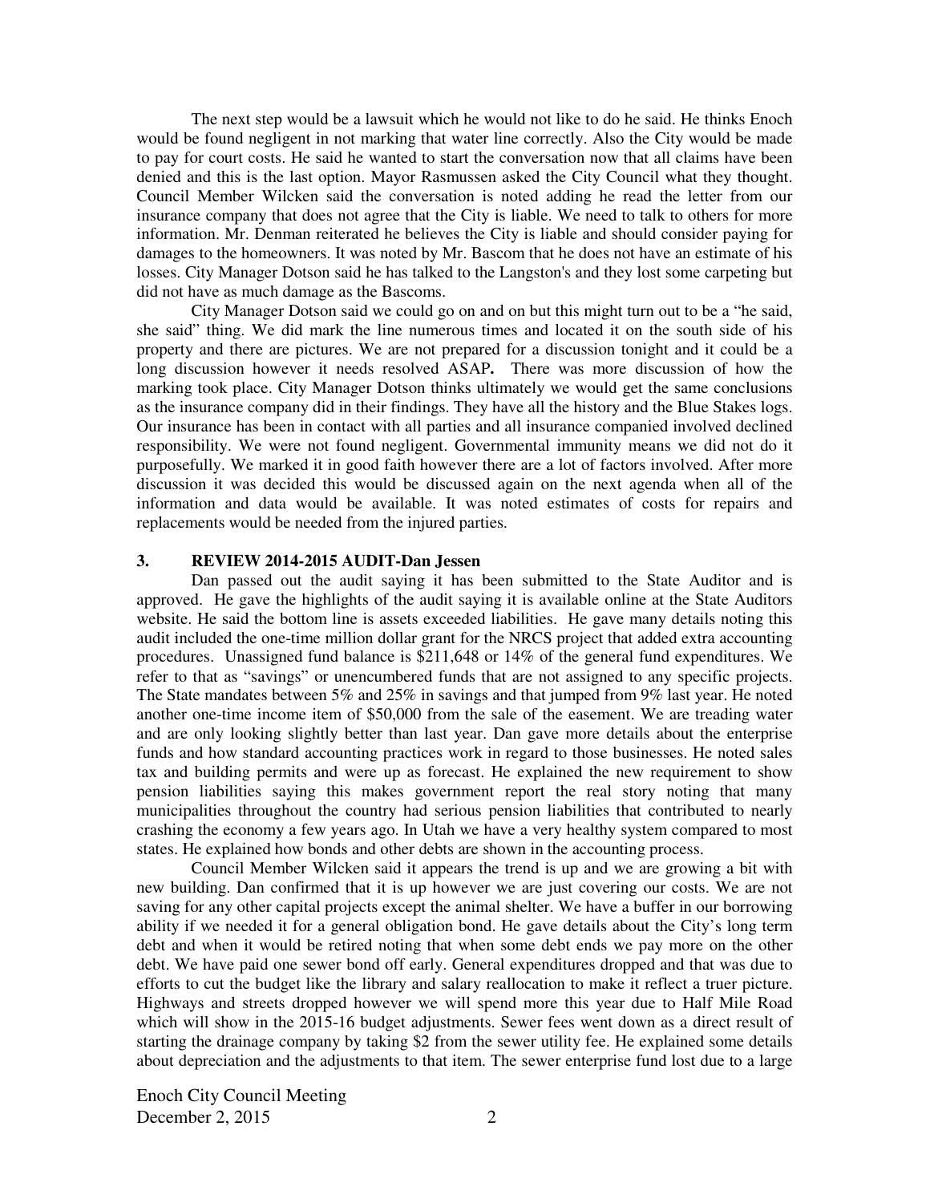The next step would be a lawsuit which he would not like to do he said. He thinks Enoch would be found negligent in not marking that water line correctly. Also the City would be made to pay for court costs. He said he wanted to start the conversation now that all claims have been denied and this is the last option. Mayor Rasmussen asked the City Council what they thought. Council Member Wilcken said the conversation is noted adding he read the letter from our insurance company that does not agree that the City is liable. We need to talk to others for more information. Mr. Denman reiterated he believes the City is liable and should consider paying for damages to the homeowners. It was noted by Mr. Bascom that he does not have an estimate of his losses. City Manager Dotson said he has talked to the Langston's and they lost some carpeting but did not have as much damage as the Bascoms.

City Manager Dotson said we could go on and on but this might turn out to be a "he said, she said" thing. We did mark the line numerous times and located it on the south side of his property and there are pictures. We are not prepared for a discussion tonight and it could be a long discussion however it needs resolved ASAP**.** There was more discussion of how the marking took place. City Manager Dotson thinks ultimately we would get the same conclusions as the insurance company did in their findings. They have all the history and the Blue Stakes logs. Our insurance has been in contact with all parties and all insurance companied involved declined responsibility. We were not found negligent. Governmental immunity means we did not do it purposefully. We marked it in good faith however there are a lot of factors involved. After more discussion it was decided this would be discussed again on the next agenda when all of the information and data would be available. It was noted estimates of costs for repairs and replacements would be needed from the injured parties.

**3. REVIEW 2014-2015 AUDIT-Dan Jessen**

Dan passed out the audit saying it has been submitted to the State Auditor and is approved. He gave the highlights of the audit saying it is available online at the State Auditors website. He said the bottom line is assets exceeded liabilities. He gave many details noting this audit included the one-time million dollar grant for the NRCS project that added extra accounting procedures. Unassigned fund balance is $211,648 or 14% of the general fund expenditures. We refer to that as "savings" or unencumbered funds that are not assigned to any specific projects. The State mandates between 5% and 25% in savings and that jumped from 9% last year. He noted another one-time income item of $50,000 from the sale of the easement. We are treading water and are only looking slightly better than last year. Dan gave more details about the enterprise funds and how standard accounting practices work in regard to those businesses. He noted sales tax and building permits and were up as forecast. He explained the new requirement to show pension liabilities saying this makes government report the real story noting that many municipalities throughout the country had serious pension liabilities that contributed to nearly crashing the economy a few years ago. In Utah we have a very healthy system compared to most states. He explained how bonds and other debts are shown in the accounting process.

Council Member Wilcken said it appears the trend is up and we are growing a bit with new building. Dan confirmed that it is up however we are just covering our costs. We are not saving for any other capital projects except the animal shelter. We have a buffer in our borrowing ability if we needed it for a general obligation bond. He gave details about the City's long term debt and when it would be retired noting that when some debt ends we pay more on the other debt. We have paid one sewer bond off early. General expenditures dropped and that was due to efforts to cut the budget like the library and salary reallocation to make it reflect a truer picture. Highways and streets dropped however we will spend more this year due to Half Mile Road which will show in the 2015-16 budget adjustments. Sewer fees went down as a direct result of starting the drainage company by taking $2 from the sewer utility fee. He explained some details about depreciation and the adjustments to that item. The sewer enterprise fund lost due to a large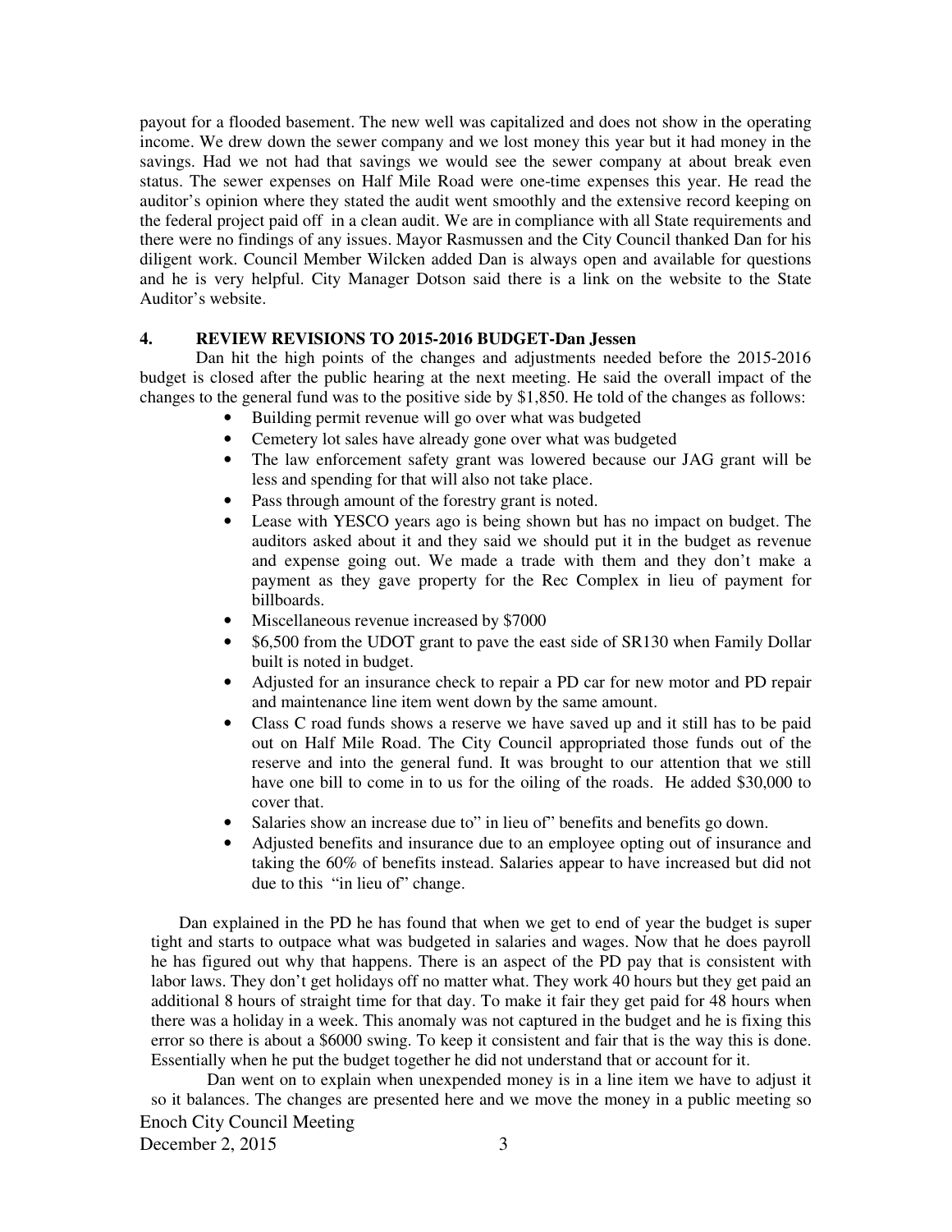payout for a flooded basement. The new well was capitalized and does not show in the operating income. We drew down the sewer company and we lost money this year but it had money in the savings. Had we not had that savings we would see the sewer company at about break even status. The sewer expenses on Half Mile Road were one-time expenses this year. He read the auditor's opinion where they stated the audit went smoothly and the extensive record keeping on the federal project paid off in a clean audit. We are in compliance with all State requirements and there were no findings of any issues. Mayor Rasmussen and the City Council thanked Dan for his diligent work. Council Member Wilcken added Dan is always open and available for questions and he is very helpful. City Manager Dotson said there is a link on the website to the State Auditor's website.

**4. REVIEW REVISIONS TO 2015-2016 BUDGET-Dan Jessen**

Dan hit the high points of the changes and adjustments needed before the 2015-2016 budget is closed after the public hearing at the next meeting. He said the overall impact of the changes to the general fund was to the positive side by $1,850. He told of the changes as follows:

- Building permit revenue will go over what was budgeted
- Cemetery lot sales have already gone over what was budgeted
- The law enforcement safety grant was lowered because our JAG grant will be less and spending for that will also not take place.
- Pass through amount of the forestry grant is noted.
- Lease with YESCO years ago is being shown but has no impact on budget. The auditors asked about it and they said we should put it in the budget as revenue and expense going out. We made a trade with them and they don't make a payment as they gave property for the Rec Complex in lieu of payment for billboards.
- Miscellaneous revenue increased by $7000
- $6,500 from the UDOT grant to pave the east side of SR130 when Family Dollar built is noted in budget.
- Adjusted for an insurance check to repair a PD car for new motor and PD repair and maintenance line item went down by the same amount.
- Class C road funds shows a reserve we have saved up and it still has to be paid out on Half Mile Road. The City Council appropriated those funds out of the reserve and into the general fund. It was brought to our attention that we still have one bill to come in to us for the oiling of the roads. He added $30,000 to cover that.
- Salaries show an increase due to" in lieu of" benefits and benefits go down.
- Adjusted benefits and insurance due to an employee opting out of insurance and taking the 60% of benefits instead. Salaries appear to have increased but did not due to this "in lieu of" change.

Dan explained in the PD he has found that when we get to end of year the budget is super tight and starts to outpace what was budgeted in salaries and wages. Now that he does payroll he has figured out why that happens. There is an aspect of the PD pay that is consistent with labor laws. They don't get holidays off no matter what. They work 40 hours but they get paid an additional 8 hours of straight time for that day. To make it fair they get paid for 48 hours when there was a holiday in a week. This anomaly was not captured in the budget and he is fixing this error so there is about a $6000 swing. To keep it consistent and fair that is the way this is done. Essentially when he put the budget together he did not understand that or account for it.

Dan went on to explain when unexpended money is in a line item we have to adjust it so it balances. The changes are presented here and we move the money in a public meeting so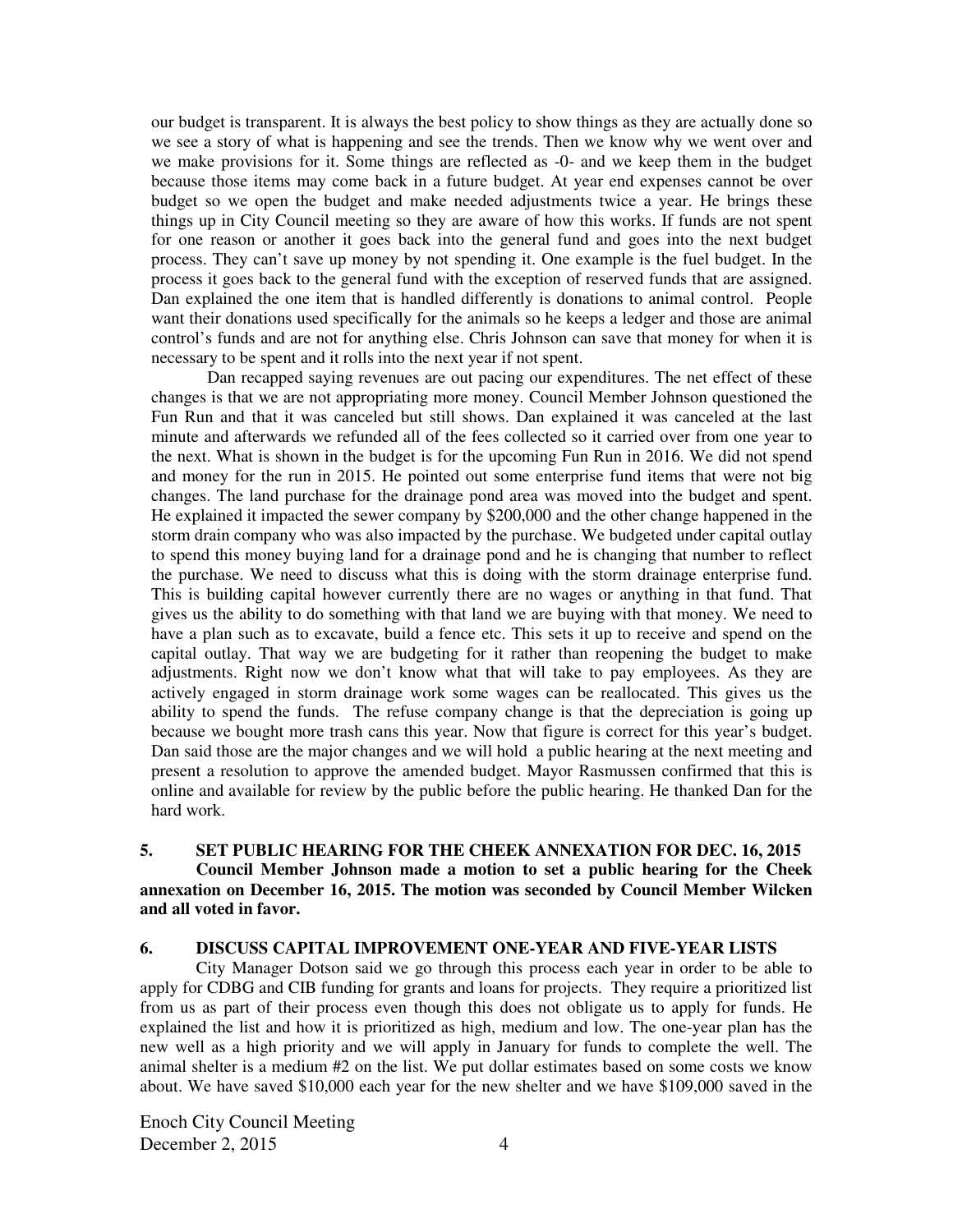our budget is transparent. It is always the best policy to show things as they are actually done so we see a story of what is happening and see the trends. Then we know why we went over and we make provisions for it. Some things are reflected as -0- and we keep them in the budget because those items may come back in a future budget. At year end expenses cannot be over budget so we open the budget and make needed adjustments twice a year. He brings these things up in City Council meeting so they are aware of how this works. If funds are not spent for one reason or another it goes back into the general fund and goes into the next budget process. They can't save up money by not spending it. One example is the fuel budget. In the process it goes back to the general fund with the exception of reserved funds that are assigned. Dan explained the one item that is handled differently is donations to animal control. People want their donations used specifically for the animals so he keeps a ledger and those are animal control's funds and are not for anything else. Chris Johnson can save that money for when it is necessary to be spent and it rolls into the next year if not spent.

Dan recapped saying revenues are out pacing our expenditures. The net effect of these changes is that we are not appropriating more money. Council Member Johnson questioned the Fun Run and that it was canceled but still shows. Dan explained it was canceled at the last minute and afterwards we refunded all of the fees collected so it carried over from one year to the next. What is shown in the budget is for the upcoming Fun Run in 2016. We did not spend and money for the run in 2015. He pointed out some enterprise fund items that were not big changes. The land purchase for the drainage pond area was moved into the budget and spent. He explained it impacted the sewer company by $200,000 and the other change happened in the storm drain company who was also impacted by the purchase. We budgeted under capital outlay to spend this money buying land for a drainage pond and he is changing that number to reflect the purchase. We need to discuss what this is doing with the storm drainage enterprise fund. This is building capital however currently there are no wages or anything in that fund. That gives us the ability to do something with that land we are buying with that money. We need to have a plan such as to excavate, build a fence etc. This sets it up to receive and spend on the capital outlay. That way we are budgeting for it rather than reopening the budget to make adjustments. Right now we don't know what that will take to pay employees. As they are actively engaged in storm drainage work some wages can be reallocated. This gives us the ability to spend the funds. The refuse company change is that the depreciation is going up because we bought more trash cans this year. Now that figure is correct for this year's budget. Dan said those are the major changes and we will hold a public hearing at the next meeting and present a resolution to approve the amended budget. Mayor Rasmussen confirmed that this is online and available for review by the public before the public hearing. He thanked Dan for the hard work.

## 5. SET PUBLIC HEARING FOR THE CHEEK ANNEXATION FOR DEC. 16, 2015

**Council Member Johnson made a motion to set a public hearing for the Cheek annexation on December 16, 2015. The motion was seconded by Council Member Wilcken and all voted in favor.**

## 6. DISCUSS CAPITAL IMPROVEMENT ONE-YEAR AND FIVE-YEAR LISTS

City Manager Dotson said we go through this process each year in order to be able to apply for CDBG and CIB funding for grants and loans for projects. They require a prioritized list from us as part of their process even though this does not obligate us to apply for funds. He explained the list and how it is prioritized as high, medium and low. The one-year plan has the new well as a high priority and we will apply in January for funds to complete the well. The animal shelter is a medium #2 on the list. We put dollar estimates based on some costs we know about. We have saved $10,000 each year for the new shelter and we have $109,000 saved in the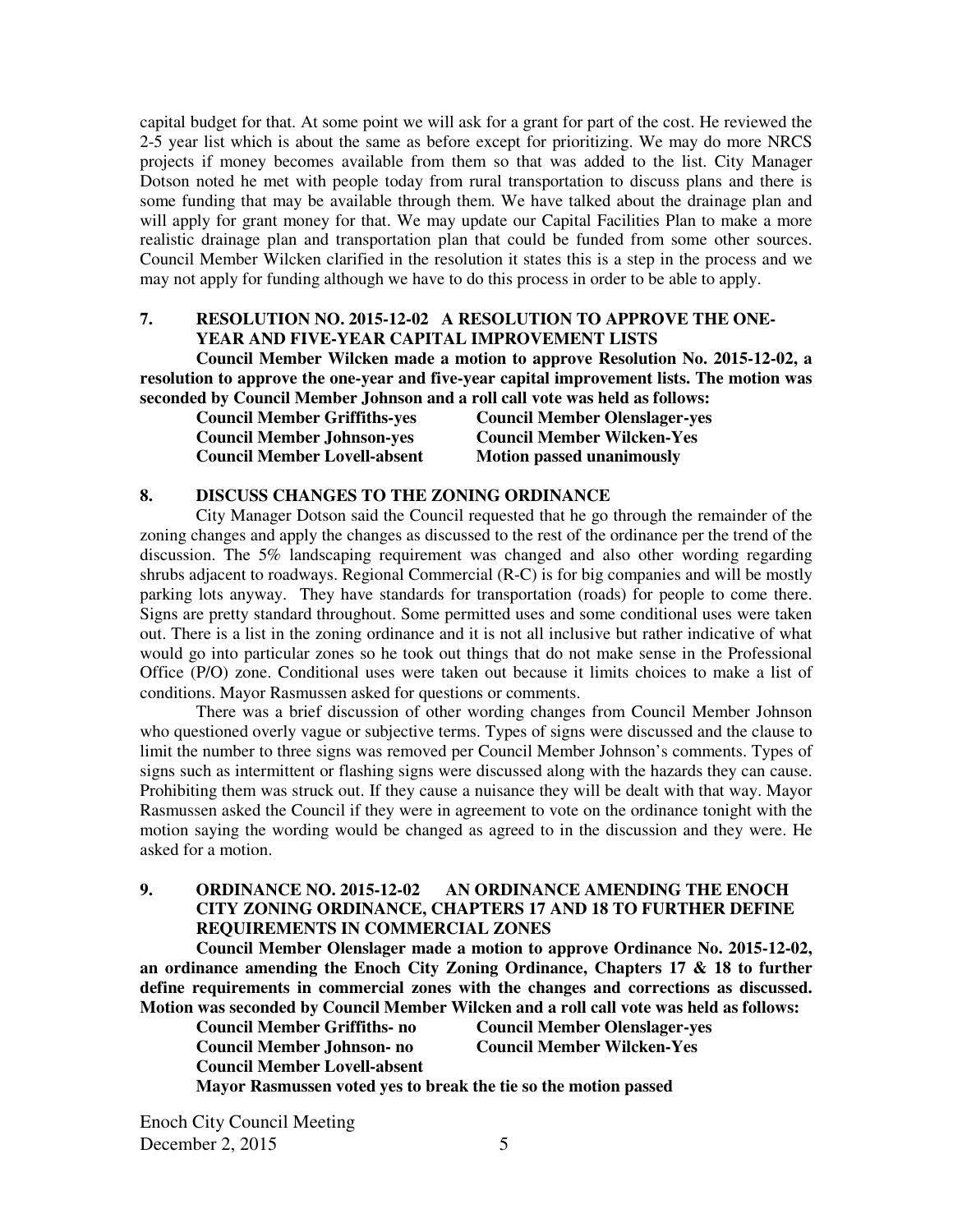capital budget for that. At some point we will ask for a grant for part of the cost. He reviewed the 2-5 year list which is about the same as before except for prioritizing. We may do more NRCS projects if money becomes available from them so that was added to the list. City Manager Dotson noted he met with people today from rural transportation to discuss plans and there is some funding that may be available through them. We have talked about the drainage plan and will apply for grant money for that. We may update our Capital Facilities Plan to make a more realistic drainage plan and transportation plan that could be funded from some other sources. Council Member Wilcken clarified in the resolution it states this is a step in the process and we may not apply for funding although we have to do this process in order to be able to apply.

## 7. RESOLUTION NO. 2015-12-02 A RESOLUTION TO APPROVE THE ONE-YEAR AND FIVE-YEAR CAPITAL IMPROVEMENT LISTS

**Council Member Wilcken made a motion to approve Resolution No. 2015-12-02, a resolution to approve the one-year and five-year capital improvement lists. The motion was seconded by Council Member Johnson and a roll call vote was held as follows:**

**Council Member Griffiths-yes**
**Council Member Olenslager-yes**
**Council Member Johnson-yes**
**Council Member Wilcken-Yes**
**Council Member Lovell-absent**
**Motion passed unanimously**

## 8. DISCUSS CHANGES TO THE ZONING ORDINANCE

City Manager Dotson said the Council requested that he go through the remainder of the zoning changes and apply the changes as discussed to the rest of the ordinance per the trend of the discussion. The 5% landscaping requirement was changed and also other wording regarding shrubs adjacent to roadways. Regional Commercial (R-C) is for big companies and will be mostly parking lots anyway. They have standards for transportation (roads) for people to come there. Signs are pretty standard throughout. Some permitted uses and some conditional uses were taken out. There is a list in the zoning ordinance and it is not all inclusive but rather indicative of what would go into particular zones so he took out things that do not make sense in the Professional Office (P/O) zone. Conditional uses were taken out because it limits choices to make a list of conditions. Mayor Rasmussen asked for questions or comments.

There was a brief discussion of other wording changes from Council Member Johnson who questioned overly vague or subjective terms. Types of signs were discussed and the clause to limit the number to three signs was removed per Council Member Johnson's comments. Types of signs such as intermittent or flashing signs were discussed along with the hazards they can cause. Prohibiting them was struck out. If they cause a nuisance they will be dealt with that way. Mayor Rasmussen asked the Council if they were in agreement to vote on the ordinance tonight with the motion saying the wording would be changed as agreed to in the discussion and they were. He asked for a motion.

## 9. ORDINANCE NO. 2015-12-02 AN ORDINANCE AMENDING THE ENOCH CITY ZONING ORDINANCE, CHAPTERS 17 AND 18 TO FURTHER DEFINE REQUIREMENTS IN COMMERCIAL ZONES

**Council Member Olenslager made a motion to approve Ordinance No. 2015-12-02, an ordinance amending the Enoch City Zoning Ordinance, Chapters 17 & 18 to further define requirements in commercial zones with the changes and corrections as discussed. Motion was seconded by Council Member Wilcken and a roll call vote was held as follows:**

**Council Member Griffiths- no**
**Council Member Olenslager-yes**
**Council Member Johnson- no**
**Council Member Wilcken-Yes**
**Council Member Lovell-absent**
**Mayor Rasmussen voted yes to break the tie so the motion passed**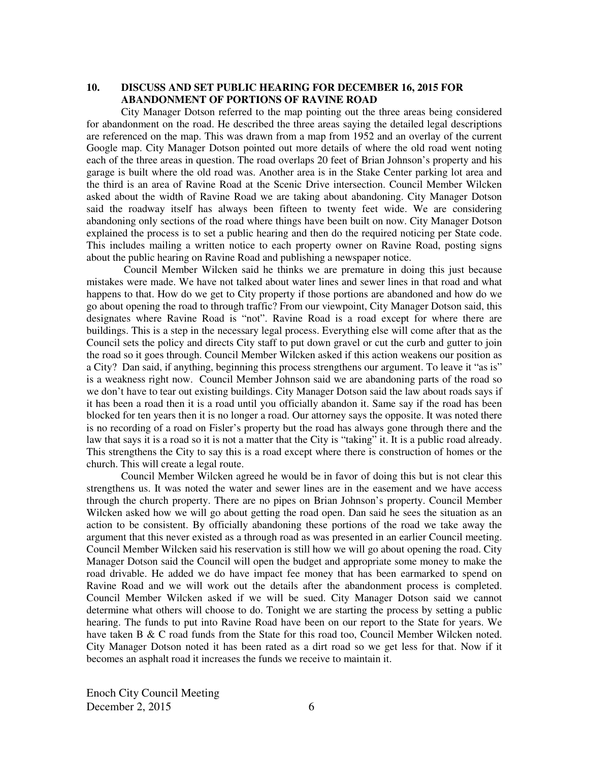**10. DISCUSS AND SET PUBLIC HEARING FOR DECEMBER 16, 2015 FOR ABANDONMENT OF PORTIONS OF RAVINE ROAD**

City Manager Dotson referred to the map pointing out the three areas being considered for abandonment on the road. He described the three areas saying the detailed legal descriptions are referenced on the map. This was drawn from a map from 1952 and an overlay of the current Google map. City Manager Dotson pointed out more details of where the old road went noting each of the three areas in question. The road overlaps 20 feet of Brian Johnson's property and his garage is built where the old road was. Another area is in the Stake Center parking lot area and the third is an area of Ravine Road at the Scenic Drive intersection. Council Member Wilcken asked about the width of Ravine Road we are taking about abandoning. City Manager Dotson said the roadway itself has always been fifteen to twenty feet wide. We are considering abandoning only sections of the road where things have been built on now. City Manager Dotson explained the process is to set a public hearing and then do the required noticing per State code. This includes mailing a written notice to each property owner on Ravine Road, posting signs about the public hearing on Ravine Road and publishing a newspaper notice.

Council Member Wilcken said he thinks we are premature in doing this just because mistakes were made. We have not talked about water lines and sewer lines in that road and what happens to that. How do we get to City property if those portions are abandoned and how do we go about opening the road to through traffic? From our viewpoint, City Manager Dotson said, this designates where Ravine Road is "not". Ravine Road is a road except for where there are buildings. This is a step in the necessary legal process. Everything else will come after that as the Council sets the policy and directs City staff to put down gravel or cut the curb and gutter to join the road so it goes through. Council Member Wilcken asked if this action weakens our position as a City? Dan said, if anything, beginning this process strengthens our argument. To leave it "as is" is a weakness right now. Council Member Johnson said we are abandoning parts of the road so we don't have to tear out existing buildings. City Manager Dotson said the law about roads says if it has been a road then it is a road until you officially abandon it. Same say if the road has been blocked for ten years then it is no longer a road. Our attorney says the opposite. It was noted there is no recording of a road on Fisler's property but the road has always gone through there and the law that says it is a road so it is not a matter that the City is "taking" it. It is a public road already. This strengthens the City to say this is a road except where there is construction of homes or the church. This will create a legal route.

Council Member Wilcken agreed he would be in favor of doing this but is not clear this strengthens us. It was noted the water and sewer lines are in the easement and we have access through the church property. There are no pipes on Brian Johnson's property. Council Member Wilcken asked how we will go about getting the road open. Dan said he sees the situation as an action to be consistent. By officially abandoning these portions of the road we take away the argument that this never existed as a through road as was presented in an earlier Council meeting. Council Member Wilcken said his reservation is still how we will go about opening the road. City Manager Dotson said the Council will open the budget and appropriate some money to make the road drivable. He added we do have impact fee money that has been earmarked to spend on Ravine Road and we will work out the details after the abandonment process is completed. Council Member Wilcken asked if we will be sued. City Manager Dotson said we cannot determine what others will choose to do. Tonight we are starting the process by setting a public hearing. The funds to put into Ravine Road have been on our report to the State for years. We have taken B & C road funds from the State for this road too, Council Member Wilcken noted. City Manager Dotson noted it has been rated as a dirt road so we get less for that. Now if it becomes an asphalt road it increases the funds we receive to maintain it.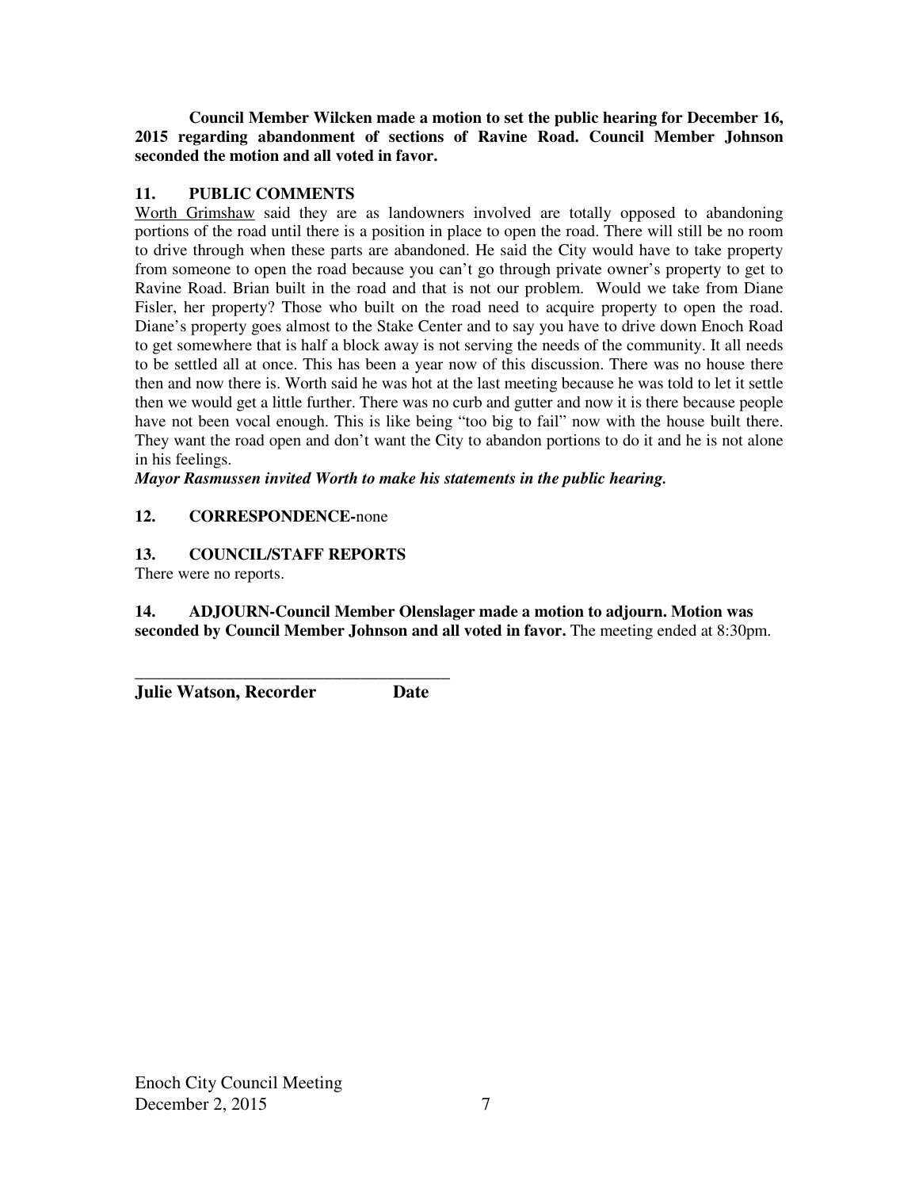**Council Member Wilcken made a motion to set the public hearing for December 16, 2015 regarding abandonment of sections of Ravine Road. Council Member Johnson seconded the motion and all voted in favor.**

## 11. PUBLIC COMMENTS

Worth Grimshaw said they are as landowners involved are totally opposed to abandoning portions of the road until there is a position in place to open the road. There will still be no room to drive through when these parts are abandoned. He said the City would have to take property from someone to open the road because you can't go through private owner's property to get to Ravine Road. Brian built in the road and that is not our problem. Would we take from Diane Fisler, her property? Those who built on the road need to acquire property to open the road. Diane's property goes almost to the Stake Center and to say you have to drive down Enoch Road to get somewhere that is half a block away is not serving the needs of the community. It all needs to be settled all at once. This has been a year now of this discussion. There was no house there then and now there is. Worth said he was hot at the last meeting because he was told to let it settle then we would get a little further. There was no curb and gutter and now it is there because people have not been vocal enough. This is like being "too big to fail" now with the house built there. They want the road open and don't want the City to abandon portions to do it and he is not alone in his feelings.

***Mayor Rasmussen invited Worth to make his statements in the public hearing.***

## 12. CORRESPONDENCE-none

## 13. COUNCIL/STAFF REPORTS

There were no reports.

**14. ADJOURN-Council Member Olenslager made a motion to adjourn. Motion was seconded by Council Member Johnson and all voted in favor.** The meeting ended at 8:30pm.

_____________________________________

**Julie Watson, Recorder Date**

Enoch City Council Meeting
December 2, 2015